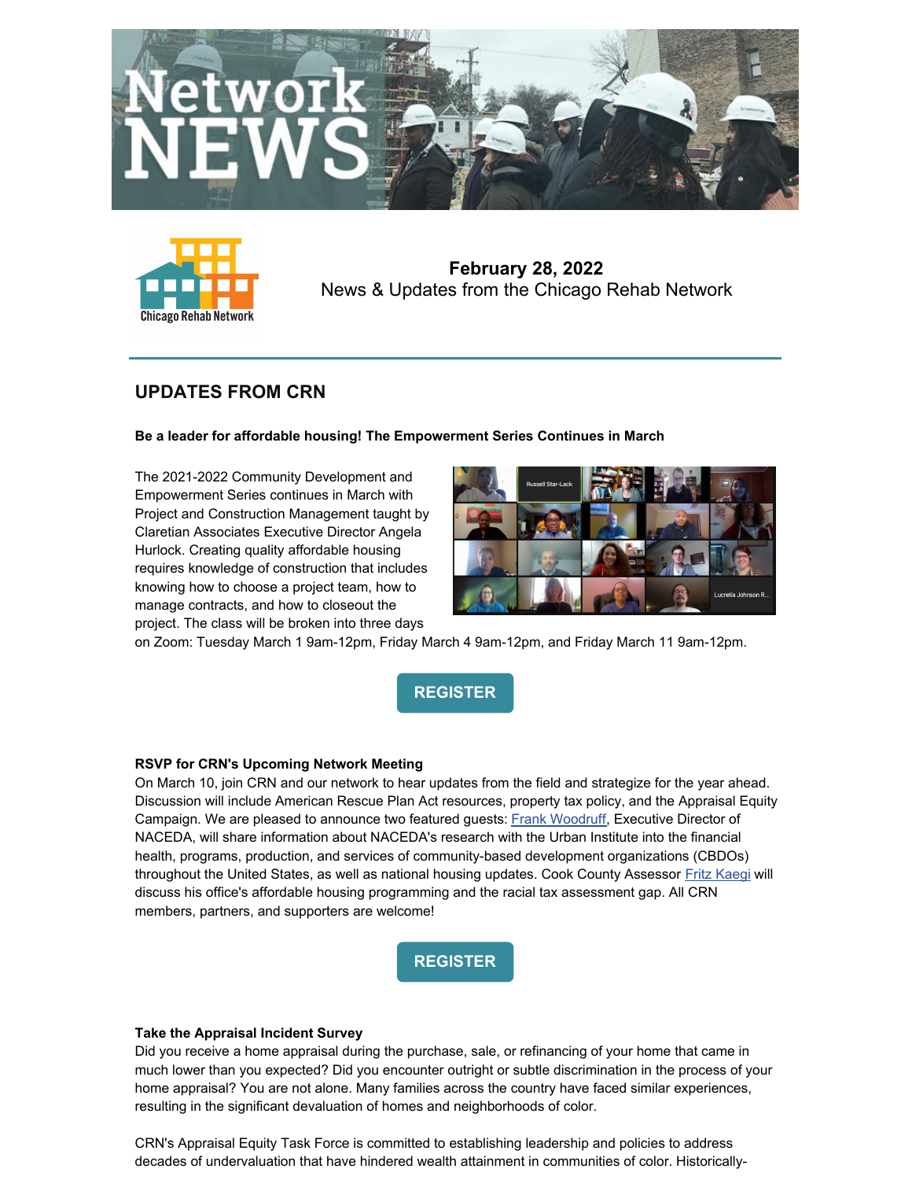# Network NEWS

**February 28, 2022**
News & Updates from the Chicago Rehab Network

## UPDATES FROM CRN

**Be a leader for affordable housing! The Empowerment Series Continues in March**

The 2021-2022 Community Development and Empowerment Series continues in March with Project and Construction Management taught by Claretian Associates Executive Director Angela Hurlock. Creating quality affordable housing requires knowledge of construction that includes knowing how to choose a project team, how to manage contracts, and how to closeout the project. The class will be broken into three days on Zoom: Tuesday March 1 9am-12pm, Friday March 4 9am-12pm, and Friday March 11 9am-12pm.

REGISTER

**RSVP for CRN's Upcoming Network Meeting**

On March 10, join CRN and our network to hear updates from the field and strategize for the year ahead. Discussion will include American Rescue Plan Act resources, property tax policy, and the Appraisal Equity Campaign. We are pleased to announce two featured guests: Frank Woodruff, Executive Director of NACEDA, will share information about NACEDA's research with the Urban Institute into the financial health, programs, production, and services of community-based development organizations (CBDOs) throughout the United States, as well as national housing updates. Cook County Assessor Fritz Kaegi will discuss his office's affordable housing programming and the racial tax assessment gap. All CRN members, partners, and supporters are welcome!

REGISTER

**Take the Appraisal Incident Survey**

Did you receive a home appraisal during the purchase, sale, or refinancing of your home that came in much lower than you expected? Did you encounter outright or subtle discrimination in the process of your home appraisal? You are not alone. Many families across the country have faced similar experiences, resulting in the significant devaluation of homes and neighborhoods of color.

CRN's Appraisal Equity Task Force is committed to establishing leadership and policies to address decades of undervaluation that have hindered wealth attainment in communities of color. Historically-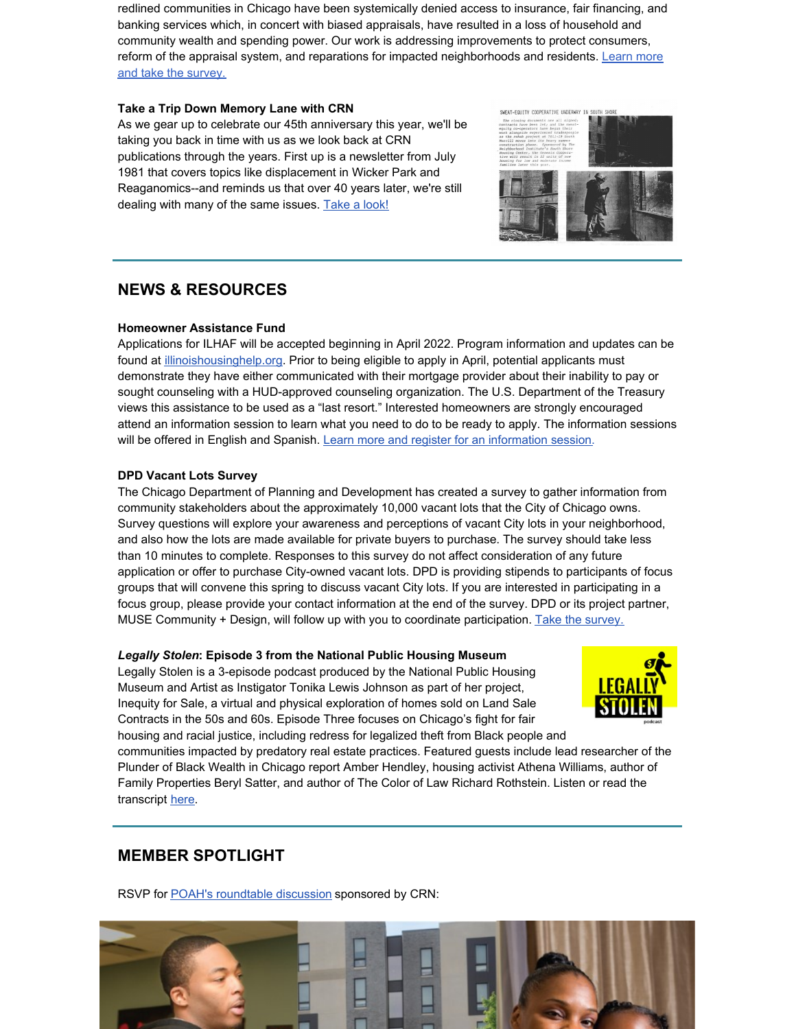redlined communities in Chicago have been systemically denied access to insurance, fair financing, and banking services which, in concert with biased appraisals, have resulted in a loss of household and community wealth and spending power. Our work is addressing improvements to protect consumers, reform of the appraisal system, and reparations for impacted neighborhoods and residents. Learn more and take the survey.

**Take a Trip Down Memory Lane with CRN**

As we gear up to celebrate our 45th anniversary this year, we'll be taking you back in time with us as we look back at CRN publications through the years. First up is a newsletter from July 1981 that covers topics like displacement in Wicker Park and Reaganomics--and reminds us that over 40 years later, we're still dealing with many of the same issues. Take a look!

## NEWS & RESOURCES

**Homeowner Assistance Fund**

Applications for ILHAF will be accepted beginning in April 2022. Program information and updates can be found at illinoishousinghelp.org. Prior to being eligible to apply in April, potential applicants must demonstrate they have either communicated with their mortgage provider about their inability to pay or sought counseling with a HUD-approved counseling organization. The U.S. Department of the Treasury views this assistance to be used as a "last resort." Interested homeowners are strongly encouraged attend an information session to learn what you need to do to be ready to apply. The information sessions will be offered in English and Spanish. Learn more and register for an information session.

**DPD Vacant Lots Survey**

The Chicago Department of Planning and Development has created a survey to gather information from community stakeholders about the approximately 10,000 vacant lots that the City of Chicago owns. Survey questions will explore your awareness and perceptions of vacant City lots in your neighborhood, and also how the lots are made available for private buyers to purchase. The survey should take less than 10 minutes to complete. Responses to this survey do not affect consideration of any future application or offer to purchase City-owned vacant lots. DPD is providing stipends to participants of focus groups that will convene this spring to discuss vacant City lots. If you are interested in participating in a focus group, please provide your contact information at the end of the survey. DPD or its project partner, MUSE Community + Design, will follow up with you to coordinate participation. Take the survey.

***Legally Stolen*: Episode 3 from the National Public Housing Museum**

Legally Stolen is a 3-episode podcast produced by the National Public Housing Museum and Artist as Instigator Tonika Lewis Johnson as part of her project, Inequity for Sale, a virtual and physical exploration of homes sold on Land Sale Contracts in the 50s and 60s. Episode Three focuses on Chicago's fight for fair housing and racial justice, including redress for legalized theft from Black people and communities impacted by predatory real estate practices. Featured guests include lead researcher of the Plunder of Black Wealth in Chicago report Amber Hendley, housing activist Athena Williams, author of Family Properties Beryl Satter, and author of The Color of Law Richard Rothstein. Listen or read the transcript here.

## MEMBER SPOTLIGHT

RSVP for POAH's roundtable discussion sponsored by CRN: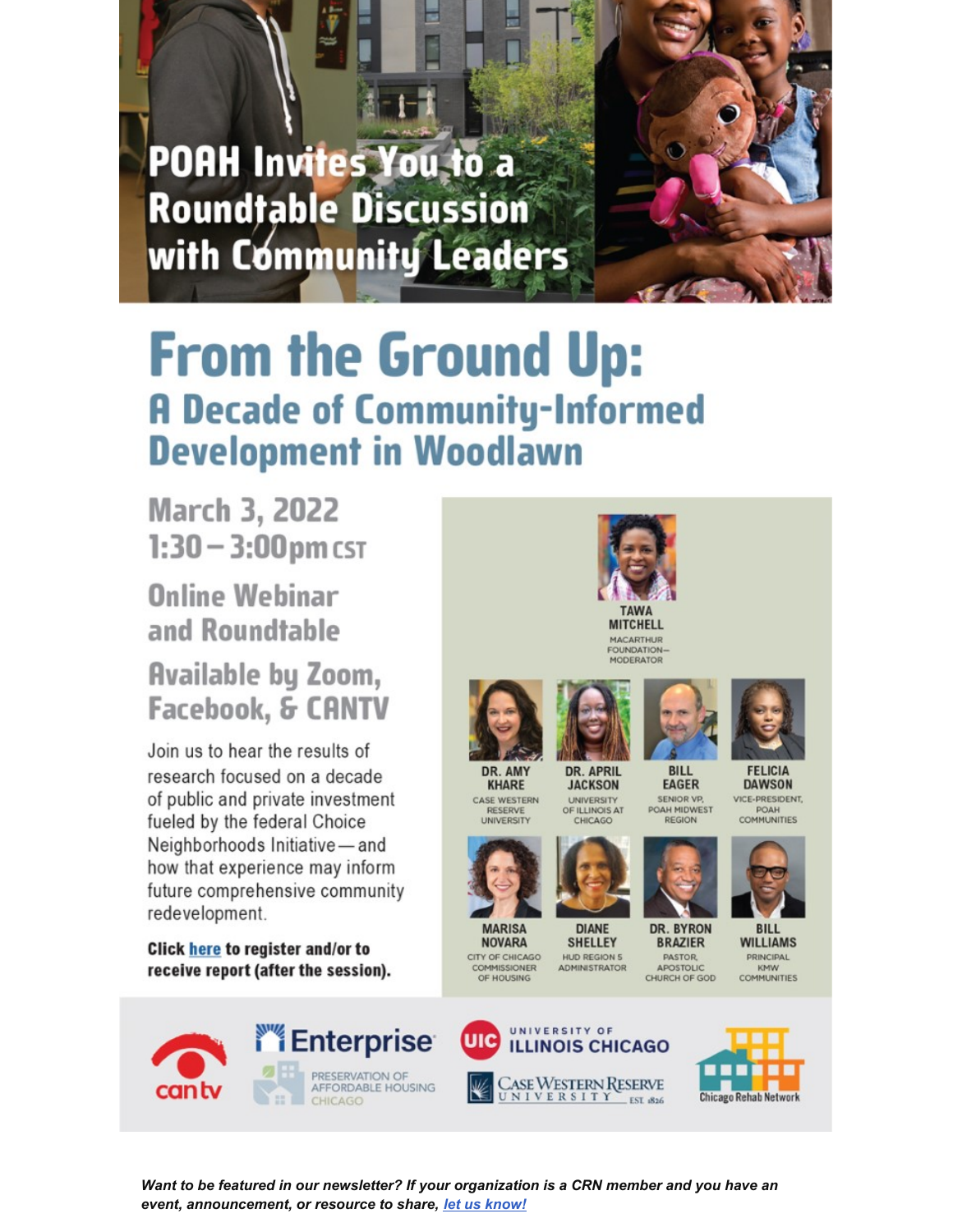# POAH Invites You to a Roundtable Discussion with Community Leaders

# From the Ground Up:
## A Decade of Community-Informed Development in Woodlawn

### March 3, 2022
### 1:30 – 3:00pm CST

### Online Webinar and Roundtable

### Available by Zoom, Facebook, & CANTV

Join us to hear the results of research focused on a decade of public and private investment fueled by the federal Choice Neighborhoods Initiative — and how that experience may inform future comprehensive community redevelopment.

**Click here to register and/or to receive report (after the session).**

**TAWA MITCHELL**
MACARTHUR FOUNDATION– MODERATOR

**DR. AMY KHARE**
CASE WESTERN RESERVE UNIVERSITY

**DR. APRIL JACKSON**
UNIVERSITY OF ILLINOIS AT CHICAGO

**BILL EAGER**
SENIOR VP, POAH MIDWEST REGION

**FELICIA DAWSON**
VICE-PRESIDENT, POAH COMMUNITIES

**MARISA NOVARA**
CITY OF CHICAGO COMMISSIONER OF HOUSING

**DIANE SHELLEY**
HUD REGION 5 ADMINISTRATOR

**DR. BYRON BRAZIER**
PASTOR, APOSTOLIC CHURCH OF GOD

**BILL WILLIAMS**
PRINCIPAL KMW COMMUNITIES

cantv | Enterprise | Preservation of Affordable Housing Chicago | University of Illinois Chicago | Case Western Reserve University EST. 1826 | Chicago Rehab Network

*Want to be featured in our newsletter? If your organization is a CRN member and you have an event, announcement, or resource to share, let us know!*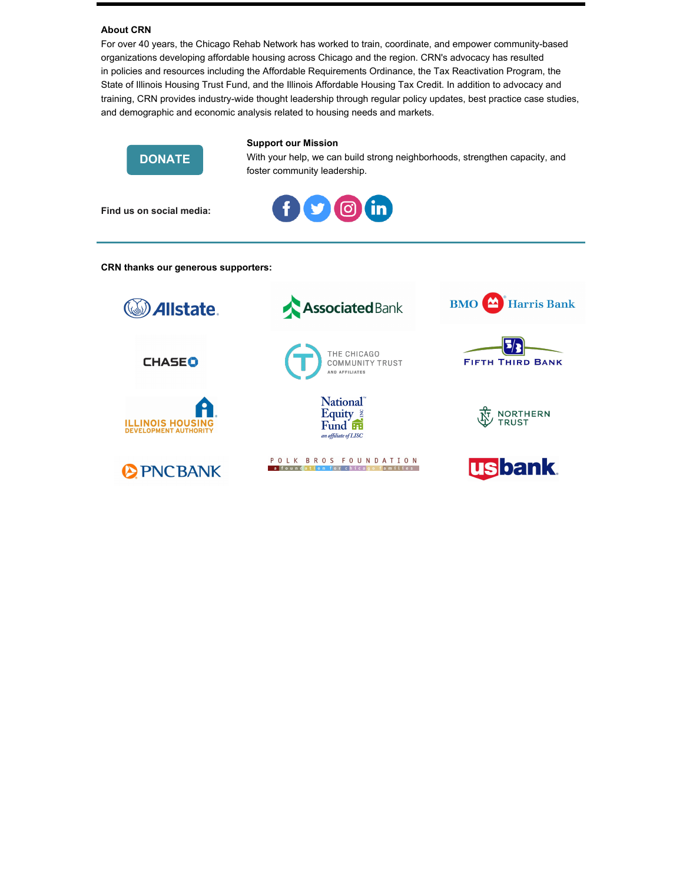**About CRN**

For over 40 years, the Chicago Rehab Network has worked to train, coordinate, and empower community-based organizations developing affordable housing across Chicago and the region. CRN's advocacy has resulted in policies and resources including the Affordable Requirements Ordinance, the Tax Reactivation Program, the State of Illinois Housing Trust Fund, and the Illinois Affordable Housing Tax Credit. In addition to advocacy and training, CRN provides industry-wide thought leadership through regular policy updates, best practice case studies, and demographic and economic analysis related to housing needs and markets.

DONATE

**Support our Mission**

With your help, we can build strong neighborhoods, strengthen capacity, and foster community leadership.

**Find us on social media:**

---

**CRN thanks our generous supporters:**

Allstate

Associated Bank

BMO Harris Bank

CHASE

The Chicago Community Trust and Affiliates

Fifth Third Bank

Illinois Housing Development Authority

National Equity Fund Inc. an affiliate of LISC

Northern Trust

PNC Bank

Polk Bros Foundation a foundation for chicago families

us bank